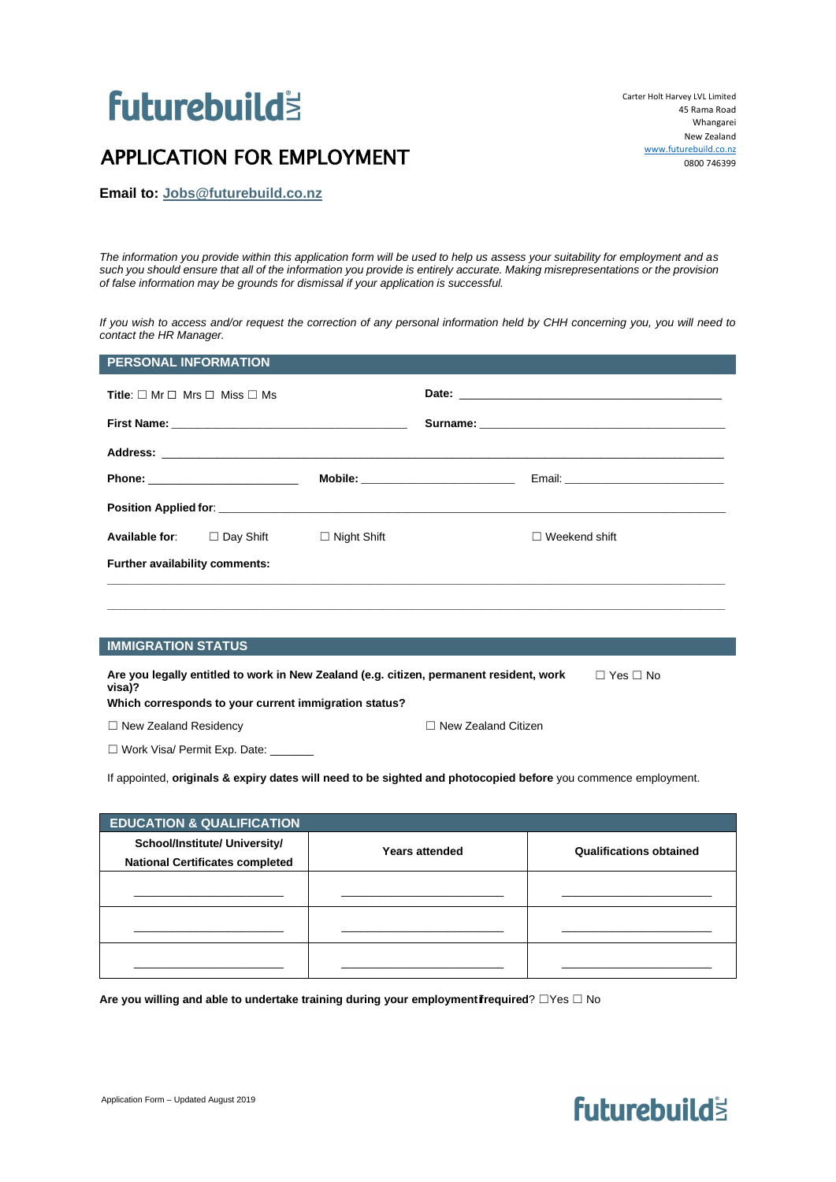futurebuild LVL

Carter Holt Harvey LVL Limited
45 Rama Road
Whangarei
New Zealand
www.futurebuild.co.nz
0800 746399

# APPLICATION FOR EMPLOYMENT

**Email to: Jobs@futurebuild.co.nz**

*The information you provide within this application form will be used to help us assess your suitability for employment and as such you should ensure that all of the information you provide is entirely accurate. Making misrepresentations or the provision of false information may be grounds for dismissal if your application is successful.*

*If you wish to access and/or request the correction of any personal information held by CHH concerning you, you will need to contact the HR Manager.*

## PERSONAL INFORMATION

**Title**: ☐ Mr ☐ Mrs ☐ Miss ☐ Ms

**Date:** ________________________________________

**First Name:** ____________________________________

**Surname:** ______________________________________

**Address:** ______________________________________________________________________________

**Phone:** _______________________ **Mobile:** _______________________ Email: _________________________

**Position Applied for**: ___________________________________________________________________

**Available for**: ☐ Day Shift ☐ Night Shift ☐ Weekend shift

**Further availability comments:**

______________________________________________________________________________

______________________________________________________________________________

## IMMIGRATION STATUS

**Are you legally entitled to work in New Zealand (e.g. citizen, permanent resident, work visa)?** ☐ Yes ☐ No

**Which corresponds to your current immigration status?**

☐ New Zealand Residency ☐ New Zealand Citizen

☐ Work Visa/ Permit Exp. Date: _______

If appointed, **originals & expiry dates will need to be sighted and photocopied before** you commence employment.

## EDUCATION & QUALIFICATION

| School/Institute/ University/ National Certificates completed | Years attended | Qualifications obtained |
|---|---|---|
| ______________________ | ________________________ | ______________________ |
| ______________________ | ________________________ | ______________________ |
| ______________________ | ________________________ | ______________________ |

**Are you willing and able to undertake training during your employment if required**? ☐Yes ☐ No

Application Form – Updated August 2019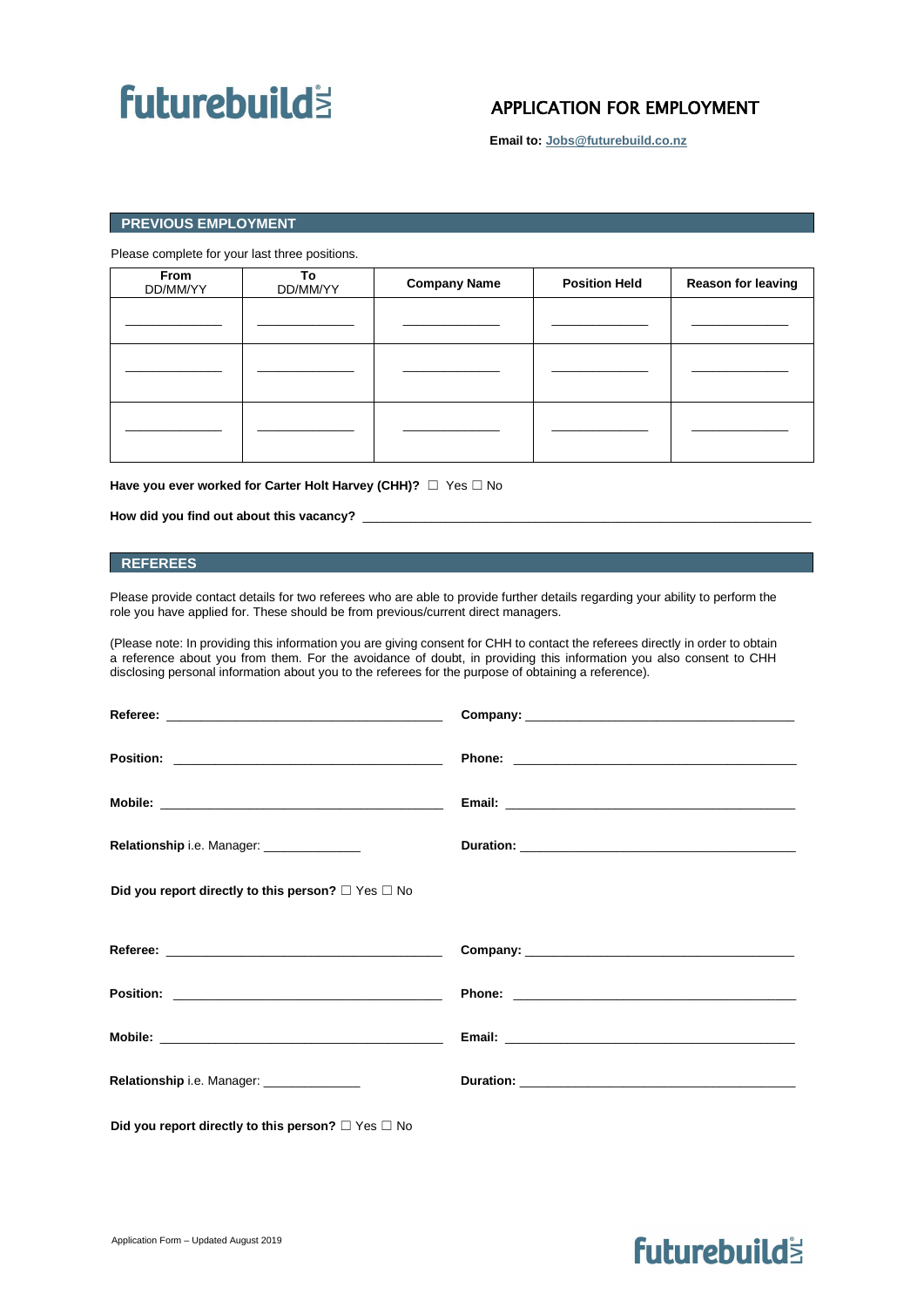# futurebuild LVL

## APPLICATION FOR EMPLOYMENT

**Email to:** **Jobs@futurebuild.co.nz**

## PREVIOUS EMPLOYMENT

Please complete for your last three positions.

| From DD/MM/YY | To DD/MM/YY | Company Name | Position Held | Reason for leaving |
|---|---|---|---|---|
| ____________ | ____________ | ____________ | ____________ | ____________ |
| ____________ | ____________ | ____________ | ____________ | ____________ |
| ____________ | ____________ | ____________ | ____________ | ____________ |

**Have you ever worked for Carter Holt Harvey (CHH)?** ☐ Yes ☐ No

**How did you find out about this vacancy?** ________________________________________________

## REFEREES

Please provide contact details for two referees who are able to provide further details regarding your ability to perform the role you have applied for. These should be from previous/current direct managers.

(Please note: In providing this information you are giving consent for CHH to contact the referees directly in order to obtain a reference about you from them. For the avoidance of doubt, in providing this information you also consent to CHH disclosing personal information about you to the referees for the purpose of obtaining a reference).

**Referee:** ______________________________ **Company:** ______________________________

**Position:** ______________________________ **Phone:** ______________________________

**Mobile:** ______________________________ **Email:** ______________________________

**Relationship** i.e. Manager: ____________ **Duration:** ______________________________

**Did you report directly to this person?** ☐ Yes ☐ No

**Referee:** ______________________________ **Company:** ______________________________

**Position:** ______________________________ **Phone:** ______________________________

**Mobile:** ______________________________ **Email:** ______________________________

**Relationship** i.e. Manager: ____________ **Duration:** ______________________________

**Did you report directly to this person?** ☐ Yes ☐ No

Application Form – Updated August 2019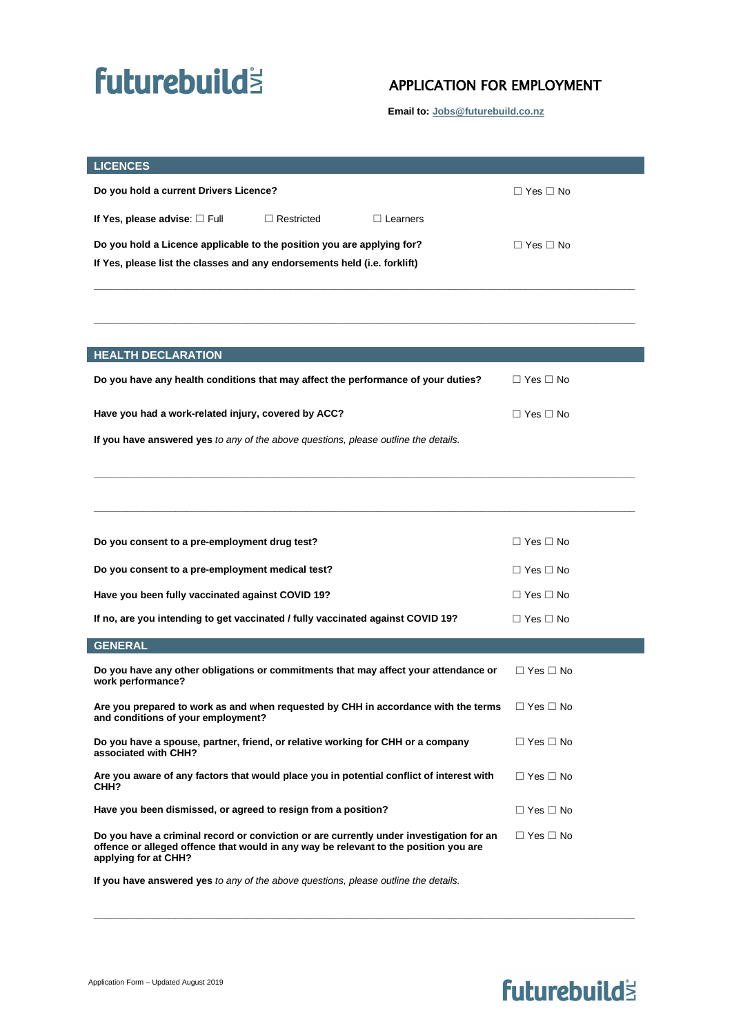# futurebuild

## APPLICATION FOR EMPLOYMENT

**Email to: Jobs@futurebuild.co.nz**

## LICENCES

**Do you hold a current Drivers Licence?** ☐ Yes ☐ No

**If Yes, please advise**: ☐ Full ☐ Restricted ☐ Learners

**Do you hold a Licence applicable to the position you are applying for?** ☐ Yes ☐ No

**If Yes, please list the classes and any endorsements held (i.e. forklift)**

\_\_\_\_\_\_\_\_\_\_\_\_\_\_\_\_\_\_\_\_\_\_\_\_\_\_\_\_\_\_\_\_\_\_\_\_\_\_\_\_\_\_\_\_\_\_\_\_\_\_\_\_\_\_\_\_\_\_\_\_\_\_\_\_\_\_\_\_\_\_\_\_\_\_\_\_\_\_

\_\_\_\_\_\_\_\_\_\_\_\_\_\_\_\_\_\_\_\_\_\_\_\_\_\_\_\_\_\_\_\_\_\_\_\_\_\_\_\_\_\_\_\_\_\_\_\_\_\_\_\_\_\_\_\_\_\_\_\_\_\_\_\_\_\_\_\_\_\_\_\_\_\_\_\_\_\_

## HEALTH DECLARATION

**Do you have any health conditions that may affect the performance of your duties?** ☐ Yes ☐ No

**Have you had a work-related injury, covered by ACC?** ☐ Yes ☐ No

**If you have answered yes** *to any of the above questions, please outline the details.*

\_\_\_\_\_\_\_\_\_\_\_\_\_\_\_\_\_\_\_\_\_\_\_\_\_\_\_\_\_\_\_\_\_\_\_\_\_\_\_\_\_\_\_\_\_\_\_\_\_\_\_\_\_\_\_\_\_\_\_\_\_\_\_\_\_\_\_\_\_\_\_\_\_\_\_\_\_\_

\_\_\_\_\_\_\_\_\_\_\_\_\_\_\_\_\_\_\_\_\_\_\_\_\_\_\_\_\_\_\_\_\_\_\_\_\_\_\_\_\_\_\_\_\_\_\_\_\_\_\_\_\_\_\_\_\_\_\_\_\_\_\_\_\_\_\_\_\_\_\_\_\_\_\_\_\_\_

**Do you consent to a pre-employment drug test?** ☐ Yes ☐ No

**Do you consent to a pre-employment medical test?** ☐ Yes ☐ No

**Have you been fully vaccinated against COVID 19?** ☐ Yes ☐ No

**If no, are you intending to get vaccinated / fully vaccinated against COVID 19?** ☐ Yes ☐ No

## GENERAL

**Do you have any other obligations or commitments that may affect your attendance or work performance?** ☐ Yes ☐ No

**Are you prepared to work as and when requested by CHH in accordance with the terms and conditions of your employment?** ☐ Yes ☐ No

**Do you have a spouse, partner, friend, or relative working for CHH or a company associated with CHH?** ☐ Yes ☐ No

**Are you aware of any factors that would place you in potential conflict of interest with CHH?** ☐ Yes ☐ No

**Have you been dismissed, or agreed to resign from a position?** ☐ Yes ☐ No

**Do you have a criminal record or conviction or are currently under investigation for an offence or alleged offence that would in any way be relevant to the position you are applying for at CHH?** ☐ Yes ☐ No

**If you have answered yes** *to any of the above questions, please outline the details.*

\_\_\_\_\_\_\_\_\_\_\_\_\_\_\_\_\_\_\_\_\_\_\_\_\_\_\_\_\_\_\_\_\_\_\_\_\_\_\_\_\_\_\_\_\_\_\_\_\_\_\_\_\_\_\_\_\_\_\_\_\_\_\_\_\_\_\_\_\_\_\_\_\_\_\_\_\_\_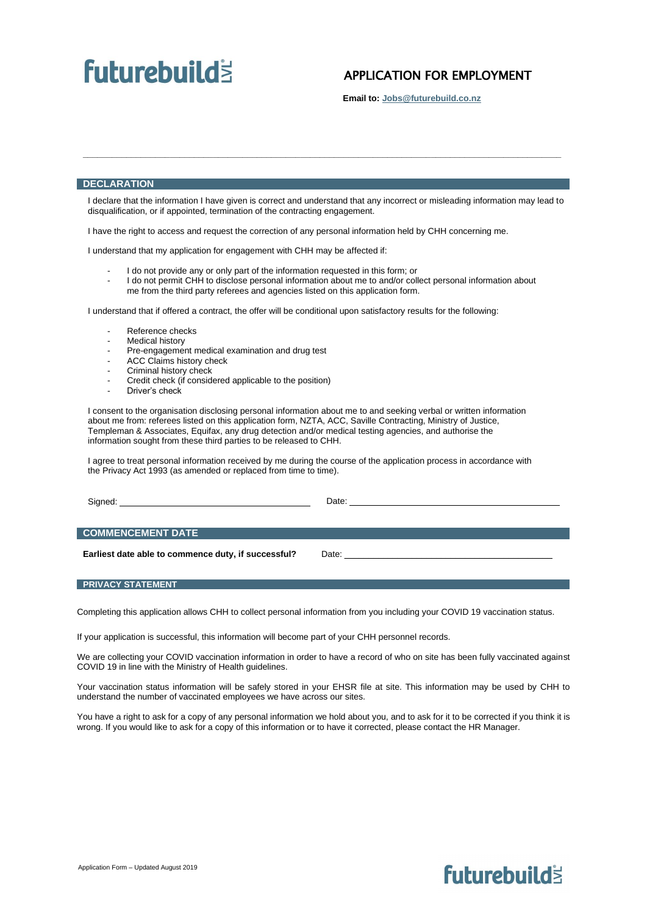futurebuild LVL

# APPLICATION FOR EMPLOYMENT

**Email to: Jobs@futurebuild.co.nz**

## DECLARATION

I declare that the information I have given is correct and understand that any incorrect or misleading information may lead to disqualification, or if appointed, termination of the contracting engagement.

I have the right to access and request the correction of any personal information held by CHH concerning me.

I understand that my application for engagement with CHH may be affected if:

- I do not provide any or only part of the information requested in this form; or
- I do not permit CHH to disclose personal information about me to and/or collect personal information about me from the third party referees and agencies listed on this application form.

I understand that if offered a contract, the offer will be conditional upon satisfactory results for the following:

- Reference checks
- Medical history
- Pre-engagement medical examination and drug test
- ACC Claims history check
- Criminal history check
- Credit check (if considered applicable to the position)
- Driver's check

I consent to the organisation disclosing personal information about me to and seeking verbal or written information about me from: referees listed on this application form, NZTA, ACC, Saville Contracting, Ministry of Justice, Templeman & Associates, Equifax, any drug detection and/or medical testing agencies, and authorise the information sought from these third parties to be released to CHH.

I agree to treat personal information received by me during the course of the application process in accordance with the Privacy Act 1993 (as amended or replaced from time to time).

Signed: ______________________ Date: ______________________

## COMMENCEMENT DATE

**Earliest date able to commence duty, if successful?** Date: ______________________

## PRIVACY STATEMENT

Completing this application allows CHH to collect personal information from you including your COVID 19 vaccination status.

If your application is successful, this information will become part of your CHH personnel records.

We are collecting your COVID vaccination information in order to have a record of who on site has been fully vaccinated against COVID 19 in line with the Ministry of Health guidelines.

Your vaccination status information will be safely stored in your EHSR file at site. This information may be used by CHH to understand the number of vaccinated employees we have across our sites.

You have a right to ask for a copy of any personal information we hold about you, and to ask for it to be corrected if you think it is wrong. If you would like to ask for a copy of this information or to have it corrected, please contact the HR Manager.

Application Form – Updated August 2019